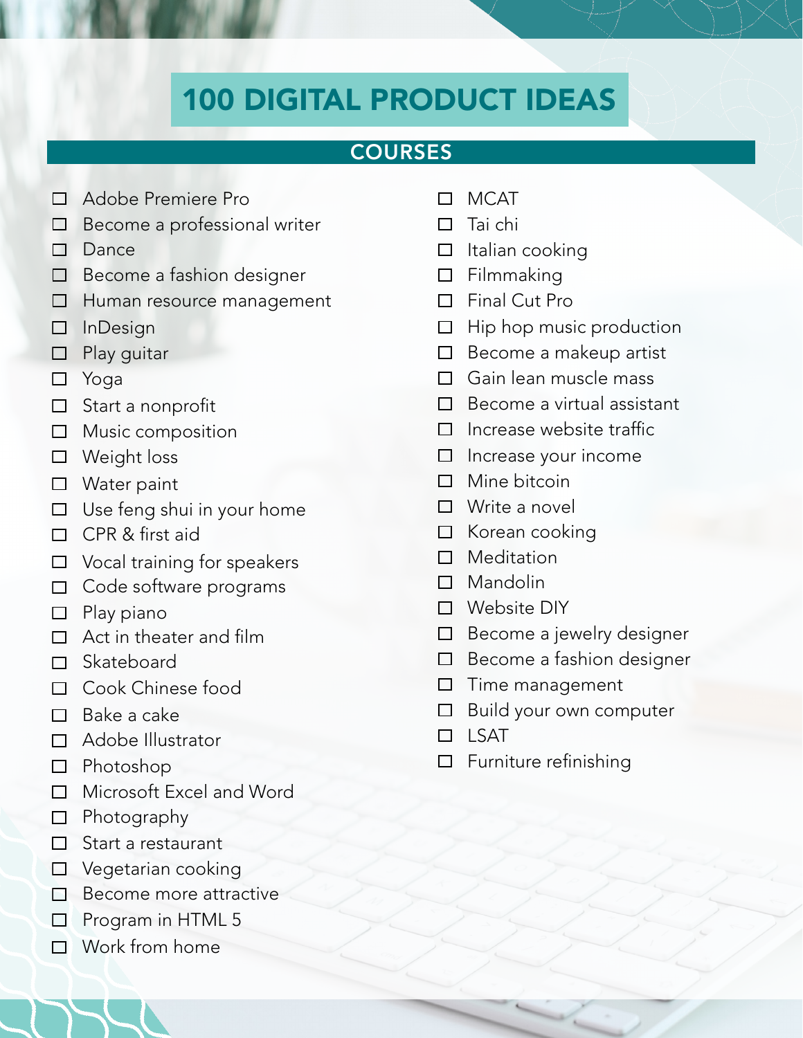# 100 DIGITAL PRODUCT IDEAS

## COURSES

- [ ] Adobe Premiere Pro
- [ ] Become a professional writer
- [ ] Dance
- [ ] Become a fashion designer
- [ ] Human resource management
- [ ] InDesign
- [ ] Play guitar
- [ ] Yoga
- [ ] Start a nonprofit
- [ ] Music composition
- [ ] Weight loss
- [ ] Water paint
- [ ] Use feng shui in your home
- [ ] CPR & first aid
- [ ] Vocal training for speakers
- [ ] Code software programs
- [ ] Play piano
- [ ] Act in theater and film
- [ ] Skateboard
- [ ] Cook Chinese food
- [ ] Bake a cake
- [ ] Adobe Illustrator
- [ ] Photoshop
- [ ] Microsoft Excel and Word
- [ ] Photography
- [ ] Start a restaurant
- [ ] Vegetarian cooking
- [ ] Become more attractive
- [ ] Program in HTML 5
- [ ] Work from home
- [ ] MCAT
- [ ] Tai chi
- [ ] Italian cooking
- [ ] Filmmaking
- [ ] Final Cut Pro
- [ ] Hip hop music production
- [ ] Become a makeup artist
- [ ] Gain lean muscle mass
- [ ] Become a virtual assistant
- [ ] Increase website traffic
- [ ] Increase your income
- [ ] Mine bitcoin
- [ ] Write a novel
- [ ] Korean cooking
- [ ] Meditation
- [ ] Mandolin
- [ ] Website DIY
- [ ] Become a jewelry designer
- [ ] Become a fashion designer
- [ ] Time management
- [ ] Build your own computer
- [ ] LSAT
- [ ] Furniture refinishing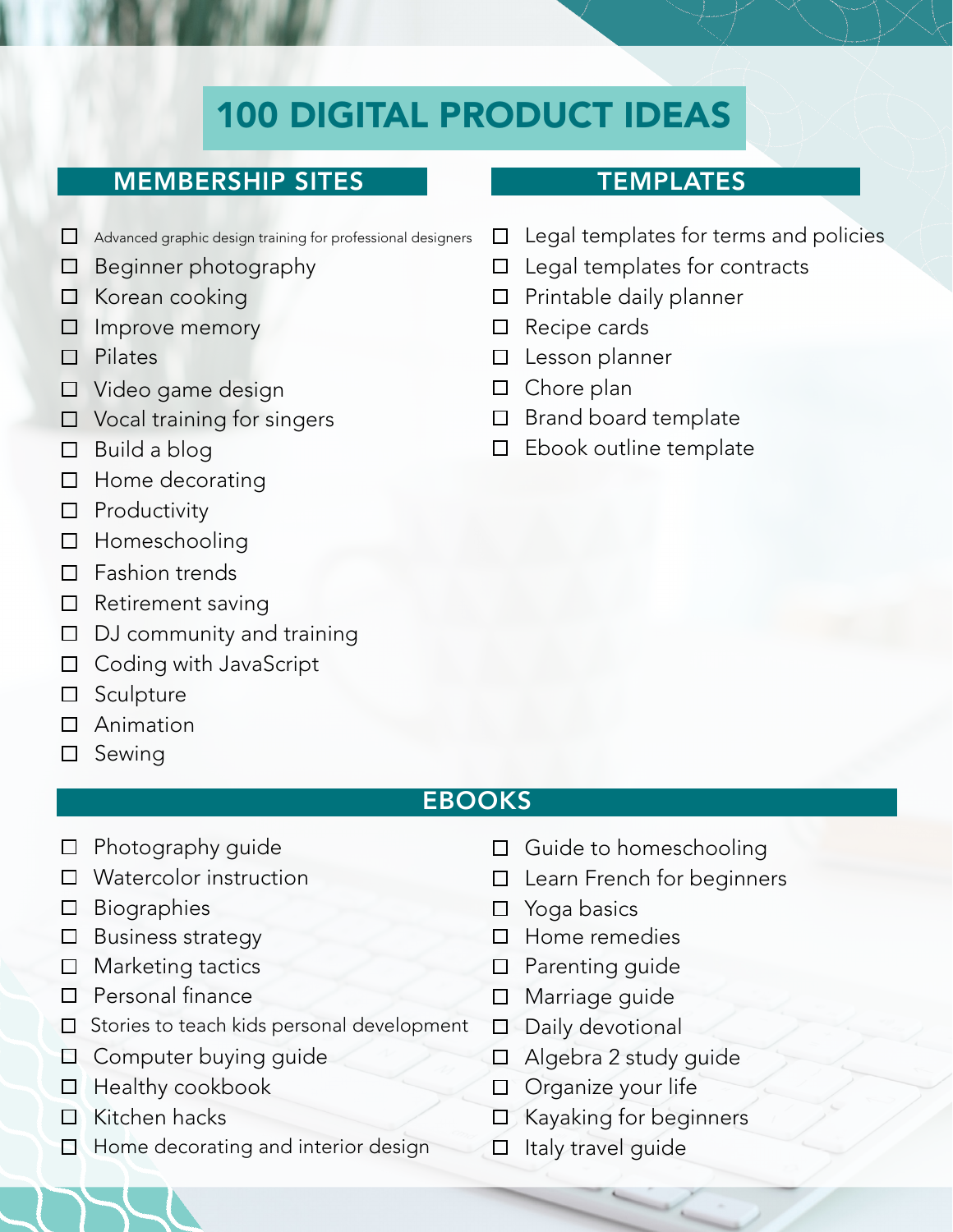# 100 DIGITAL PRODUCT IDEAS

## MEMBERSHIP SITES

- [ ] Advanced graphic design training for professional designers
- [ ] Beginner photography
- [ ] Korean cooking
- [ ] Improve memory
- [ ] Pilates
- [ ] Video game design
- [ ] Vocal training for singers
- [ ] Build a blog
- [ ] Home decorating
- [ ] Productivity
- [ ] Homeschooling
- [ ] Fashion trends
- [ ] Retirement saving
- [ ] DJ community and training
- [ ] Coding with JavaScript
- [ ] Sculpture
- [ ] Animation
- [ ] Sewing

## TEMPLATES

- [ ] Legal templates for terms and policies
- [ ] Legal templates for contracts
- [ ] Printable daily planner
- [ ] Recipe cards
- [ ] Lesson planner
- [ ] Chore plan
- [ ] Brand board template
- [ ] Ebook outline template

## EBOOKS

- [ ] Photography guide
- [ ] Watercolor instruction
- [ ] Biographies
- [ ] Business strategy
- [ ] Marketing tactics
- [ ] Personal finance
- [ ] Stories to teach kids personal development
- [ ] Computer buying guide
- [ ] Healthy cookbook
- [ ] Kitchen hacks
- [ ] Home decorating and interior design
- [ ] Guide to homeschooling
- [ ] Learn French for beginners
- [ ] Yoga basics
- [ ] Home remedies
- [ ] Parenting guide
- [ ] Marriage guide
- [ ] Daily devotional
- [ ] Algebra 2 study guide
- [ ] Organize your life
- [ ] Kayaking for beginners
- [ ] Italy travel guide